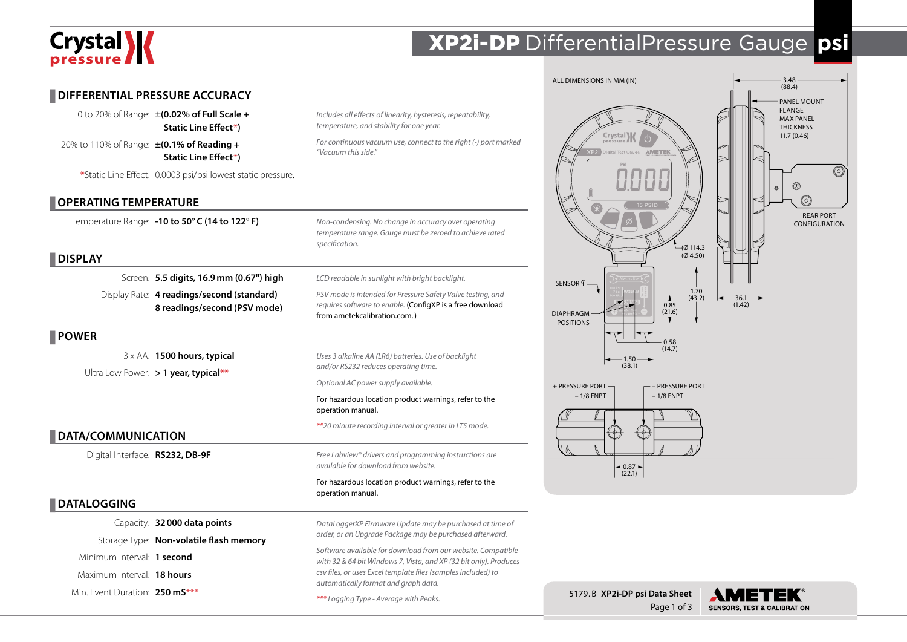# XP2i-DP DifferentialPressure Gauge psi

## DIFFERENTIAL PRESSURE ACCURACY

0 to 20% of Range: **±(0.02% of Full Scale + Static Line Effect*)**

20% to 110% of Range: **±(0.1% of Reading + Static Line Effect*)**

*Static Line Effect: 0.0003 psi/psi lowest static pressure.

*Includes all effects of linearity, hysteresis, repeatability, temperature, and stability for one year.*

*For continuous vacuum use, connect to the right (-) port marked "Vacuum this side."*

## OPERATING TEMPERATURE

Temperature Range: **-10 to 50° C (14 to 122° F)**

*Non-condensing. No change in accuracy over operating temperature range. Gauge must be zeroed to achieve rated specification.*

## DISPLAY

Screen: **5.5 digits, 16.9 mm (0.67") high**

*LCD readable in sunlight with bright backlight.*

Display Rate: **4 readings/second (standard)**
**8 readings/second (PSV mode)**

*PSV mode is intended for Pressure Safety Valve testing, and requires software to enable.* (ConfigXP is a free download from ametekcalibration.com.)

## POWER

3 x AA: **1500 hours, typical**

Ultra Low Power: **> 1 year, typical****

*Uses 3 alkaline AA (LR6) batteries. Use of backlight and/or RS232 reduces operating time.*

*Optional AC power supply available.*

For hazardous location product warnings, refer to the operation manual.

***20 minute recording interval or greater in LT5 mode.*

## DATA/COMMUNICATION

Digital Interface: **RS232, DB-9F**

*Free Labview® drivers and programming instructions are available for download from website.*

For hazardous location product warnings, refer to the operation manual.

## DATALOGGING

Capacity: **32 000 data points**

Storage Type: **Non-volatile flash memory**

Minimum Interval: **1 second**

Maximum Interval: **18 hours**

Min. Event Duration: **250 mS*****

*DataLoggerXP Firmware Update may be purchased at time of order, or an Upgrade Package may be purchased afterward.*

*Software available for download from our website. Compatible with 32 & 64 bit Windows 7, Vista, and XP (32 bit only). Produces csv files, or uses Excel template files (samples included) to automatically format and graph data.*

**** Logging Type - Average with Peaks.*

ALL DIMENSIONS IN MM (IN)

3.48 (88.4)

PANEL MOUNT FLANGE MAX PANEL THICKNESS 11.7 (0.46)

REAR PORT CONFIGURATION

(Ø 114.3 (Ø 4.50)

SENSOR ℄

DIAPHRAGM POSITIONS

1.70 (43.2)

0.85 (21.6)

36.1 (1.42)

0.58 (14.7)

1.50 (38.1)

+ PRESSURE PORT – 1/8 FNPT

– PRESSURE PORT – 1/8 FNPT

0.87 (22.1)

5179.B **XP2i-DP psi Data Sheet**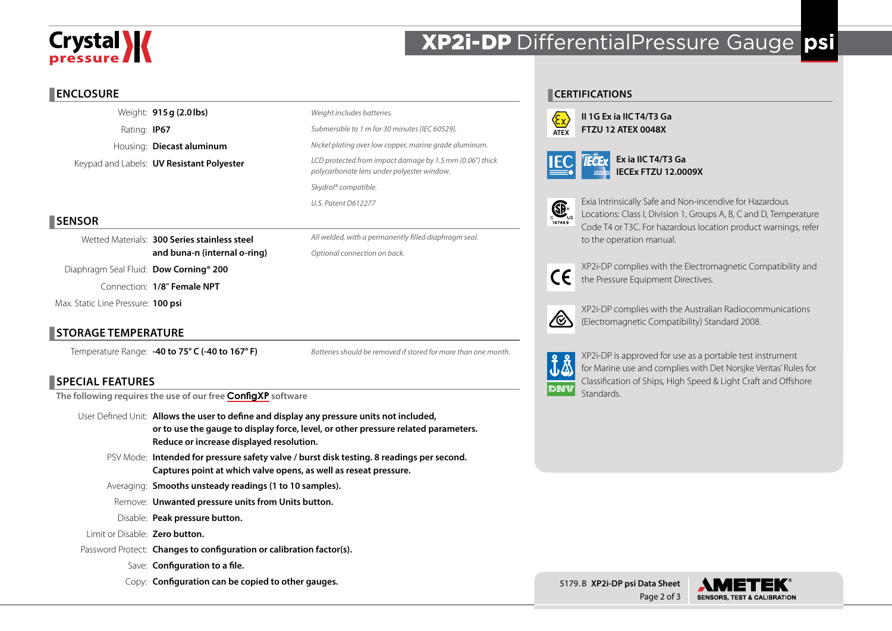# XP2i-DP DifferentialPressure Gauge psi

## ENCLOSURE

| | | |
|---|---|---|
| Weight: | **915 g (2.0 lbs)** | *Weight includes batteries.* |
| Rating: | **IP67** | *Submersible to 1 m for 30 minutes [IEC 60529].* |
| Housing: | **Diecast aluminum** | *Nickel plating over low copper, marine grade aluminum.* |
| Keypad and Labels: | **UV Resistant Polyester** | *LCD protected from impact damage by 1.5 mm (0.06") thick polycarbonate lens under polyester window.* |
| | | *Skydrol® compatible.* |
| | | *U.S. Patent D612277* |

## SENSOR

| | | |
|---|---|---|
| Wetted Materials: | **300 Series stainless steel and buna-n (internal o-ring)** | *All welded, with a permanently filled diaphragm seal.* |
| | | *Optional connection on back.* |
| Diaphragm Seal Fluid: | **Dow Corning® 200** | |
| Connection: | **1/8" Female NPT** | |
| Max. Static Line Pressure: | **100 psi** | |

## STORAGE TEMPERATURE

| | | |
|---|---|---|
| Temperature Range: | **-40 to 75° C (-40 to 167° F)** | *Batteries should be removed if stored for more than one month.* |

## SPECIAL FEATURES

The following requires the use of our free **ConfigXP** software

| | |
|---|---|
| User Defined Unit: | **Allows the user to define and display any pressure units not included, or to use the gauge to display force, level, or other pressure related parameters. Reduce or increase displayed resolution.** |
| PSV Mode: | **Intended for pressure safety valve / burst disk testing. 8 readings per second. Captures point at which valve opens, as well as reseat pressure.** |
| Averaging: | **Smooths unsteady readings (1 to 10 samples).** |
| Remove: | **Unwanted pressure units from Units button.** |
| Disable: | **Peak pressure button.** |
| Limit or Disable: | **Zero button.** |
| Password Protect: | **Changes to configuration or calibration factor(s).** |
| Save: | **Configuration to a file.** |
| Copy: | **Configuration can be copied to other gauges.** |

## CERTIFICATIONS

**II 1G Ex ia IIC T4/T3 Ga**
**FTZU 12 ATEX 0048X**

**Ex ia IIC T4/T3 Ga**
**IECEx FTZU 12.0009X**

Exia Intrinsically Safe and Non-incendive for Hazardous Locations: Class I, Division 1, Groups A, B, C and D, Temperature Code T4 or T3C. For hazardous location product warnings, refer to the operation manual.

XP2i-DP complies with the Electromagnetic Compatibility and the Pressure Equipment Directives.

XP2i-DP complies with the Australian Radiocommunications (Electromagnetic Compatibility) Standard 2008.

XP2i-DP is approved for use as a portable test instrument for Marine use and complies with Det Norsjke Veritas' Rules for Classification of Ships, High Speed & Light Craft and Offshore Standards.

5179.B **XP2i-DP psi Data Sheet**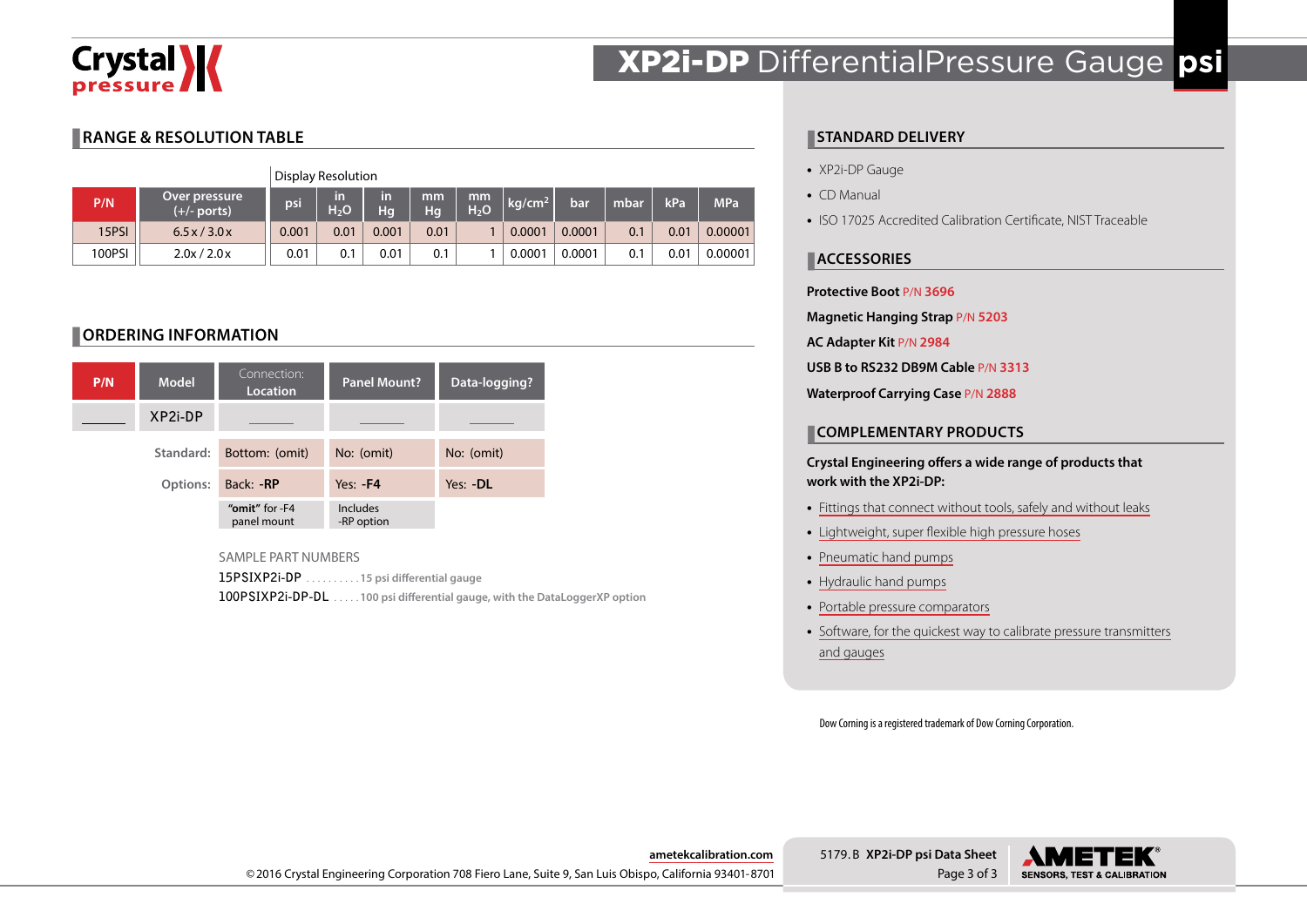# XP2i-DP DifferentialPressure Gauge psi

## RANGE & RESOLUTION TABLE

| P/N | Over pressure (+/- ports) | Display Resolution psi | in $H_2O$ | in Hg | mm Hg | mm $H_2O$ | $kg/cm^2$ | bar | mbar | kPa | MPa |
|---|---|---|---|---|---|---|---|---|---|---|---|
| 15PSI | 6.5 x / 3.0 x | 0.001 | 0.01 | 0.001 | 0.01 | 1 | 0.0001 | 0.0001 | 0.1 | 0.01 | 0.00001 |
| 100PSI | 2.0x / 2.0x | 0.01 | 0.1 | 0.01 | 0.1 | 1 | 0.0001 | 0.0001 | 0.1 | 0.01 | 0.00001 |

## ORDERING INFORMATION

| | P/N | Model | Connection: Location | Panel Mount? | Data-logging? |
|---|---|---|---|---|---|
| | ______ | XP2i-DP | ______ | ______ | ______ |
| Standard: | | | Bottom: (omit) | No: (omit) | No: (omit) |
| Options: | | | Back: **-RP** | Yes: **-F4** | Yes: **-DL** |
| | | | **"omit"** for -F4 panel mount | Includes -RP option | |

SAMPLE PART NUMBERS

15PSIXP2i-DP .......... 15 psi differential gauge

100PSIXP2i-DP-DL ..... 100 psi differential gauge, with the DataLoggerXP option

## STANDARD DELIVERY

- XP2i-DP Gauge
- CD Manual
- ISO 17025 Accredited Calibration Certificate, NIST Traceable

## ACCESSORIES

**Protective Boot** P/N **3696**

**Magnetic Hanging Strap** P/N **5203**

**AC Adapter Kit** P/N **2984**

**USB B to RS232 DB9M Cable** P/N **3313**

**Waterproof Carrying Case** P/N **2888**

## COMPLEMENTARY PRODUCTS

**Crystal Engineering offers a wide range of products that work with the XP2i-DP:**

- Fittings that connect without tools, safely and without leaks
- Lightweight, super flexible high pressure hoses
- Pneumatic hand pumps
- Hydraulic hand pumps
- Portable pressure comparators
- Software, for the quickest way to calibrate pressure transmitters and gauges

Dow Corning is a registered trademark of Dow Corning Corporation.

ametekcalibration.com

©2016 Crystal Engineering Corporation 708 Fiero Lane, Suite 9, San Luis Obispo, California 93401-8701

5179.B XP2i-DP psi Data Sheet

AMETEK SENSORS, TEST & CALIBRATION